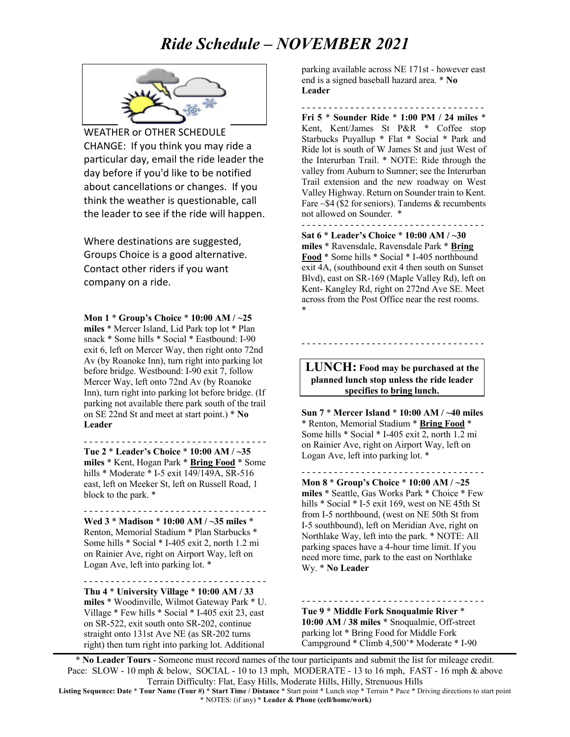# *Ride Schedule – NOVEMBER 2021*

WEATHER or OTHER SCHEDULE CHANGE: If you think you may ride a particular day, email the ride leader the day before if you'd like to be notified about cancellations or changes. If you think the weather is questionable, call the leader to see if the ride will happen.

Where destinations are suggested, Groups Choice is a good alternative. Contact other riders if you want company on a ride.

**Mon 1** * **Group's Choice** * **10:00 AM / ~25 miles** * Mercer Island, Lid Park top lot * Plan snack * Some hills * Social * Eastbound: I-90 exit 6, left on Mercer Way, then right onto 72nd Av (by Roanoke Inn), turn right into parking lot before bridge. Westbound: I-90 exit 7, follow Mercer Way, left onto 72nd Av (by Roanoke Inn), turn right into parking lot before bridge. (If parking not available there park south of the trail on SE 22nd St and meet at start point.) * **No Leader**

- - - - - - - - - - - - - - - - - - - - - - - - - - - - - - - - -

**Tue 2** * **Leader's Choice** * **10:00 AM / ~35 miles** * Kent, Hogan Park * **Bring Food** * Some hills * Moderate * I-5 exit 149/149A, SR-516 east, left on Meeker St, left on Russell Road, 1 block to the park. *

- - - - - - - - - - - - - - - - - - - - - - - - - - - - - - - - -

**Wed 3** * **Madison** * **10:00 AM / ~35 miles** * Renton, Memorial Stadium * Plan Starbucks * Some hills * Social * I-405 exit 2, north 1.2 mi on Rainier Ave, right on Airport Way, left on Logan Ave, left into parking lot. *

- - - - - - - - - - - - - - - - - - - - - - - - - - - - - - - - -

**Thu 4** * **University Village** * **10:00 AM / 33 miles** * Woodinville, Wilmot Gateway Park * U. Village * Few hills * Social * I-405 exit 23, east on SR-522, exit south onto SR-202, continue straight onto 131st Ave NE (as SR-202 turns right) then turn right into parking lot. Additional parking available across NE 171st - however east end is a signed baseball hazard area. * **No Leader**

- - - - - - - - - - - - - - - - - - - - - - - - - - - - - - - - -

**Fri 5** * **Sounder Ride** * **1:00 PM / 24 miles** * Kent, Kent/James St P&R * Coffee stop Starbucks Puyallup * Flat * Social * Park and Ride lot is south of W James St and just West of the Interurban Trail. * NOTE: Ride through the valley from Auburn to Sumner; see the Interurban Trail extension and the new roadway on West Valley Highway. Return on Sounder train to Kent. Fare ~$4 ($2 for seniors). Tandems & recumbents not allowed on Sounder. *

- - - - - - - - - - - - - - - - - - - - - - - - - - - - - - - - -

**Sat 6** * **Leader's Choice** * **10:00 AM / ~30 miles** * Ravensdale, Ravensdale Park * **Bring Food** * Some hills * Social * I-405 northbound exit 4A, (southbound exit 4 then south on Sunset Blvd), east on SR-169 (Maple Valley Rd), left on Kent- Kangley Rd, right on 272nd Ave SE. Meet across from the Post Office near the rest rooms. *

- - - - - - - - - - - - - - - - - - - - - - - - - - - - - - - - -

**LUNCH: Food may be purchased at the planned lunch stop unless the ride leader specifies to bring lunch.**

**Sun 7** * **Mercer Island** * **10:00 AM / ~40 miles** * Renton, Memorial Stadium * **Bring Food** * Some hills * Social * I-405 exit 2, north 1.2 mi on Rainier Ave, right on Airport Way, left on Logan Ave, left into parking lot. *

- - - - - - - - - - - - - - - - - - - - - - - - - - - - - - - - -

**Mon 8** * **Group's Choice** * **10:00 AM / ~25 miles** * Seattle, Gas Works Park * Choice * Few hills * Social * I-5 exit 169, west on NE 45th St from I-5 northbound, (west on NE 50th St from I-5 southbound), left on Meridian Ave, right on Northlake Way, left into the park. * NOTE: All parking spaces have a 4-hour time limit. If you need more time, park to the east on Northlake Wy. * **No Leader**

- - - - - - - - - - - - - - - - - - - - - - - - - - - - - - - - -

**Tue 9** * **Middle Fork Snoqualmie River** * **10:00 AM / 38 miles** * Snoqualmie, Off-street parking lot * Bring Food for Middle Fork Campground * Climb 4,500'* Moderate * I-90

---

**\* No Leader Tours** - Someone must record names of the tour participants and submit the list for mileage credit.
Pace: SLOW - 10 mph & below, SOCIAL - 10 to 13 mph, MODERATE - 13 to 16 mph, FAST - 16 mph & above
Terrain Difficulty: Flat, Easy Hills, Moderate Hills, Hilly, Strenuous Hills
**Listing Sequence: Date** * **Tour Name (Tour #)** * **Start Time / Distance** * Start point * Lunch stop * Terrain * Pace * Driving directions to start point * NOTES: (if any) * **Leader & Phone (cell/home/work)**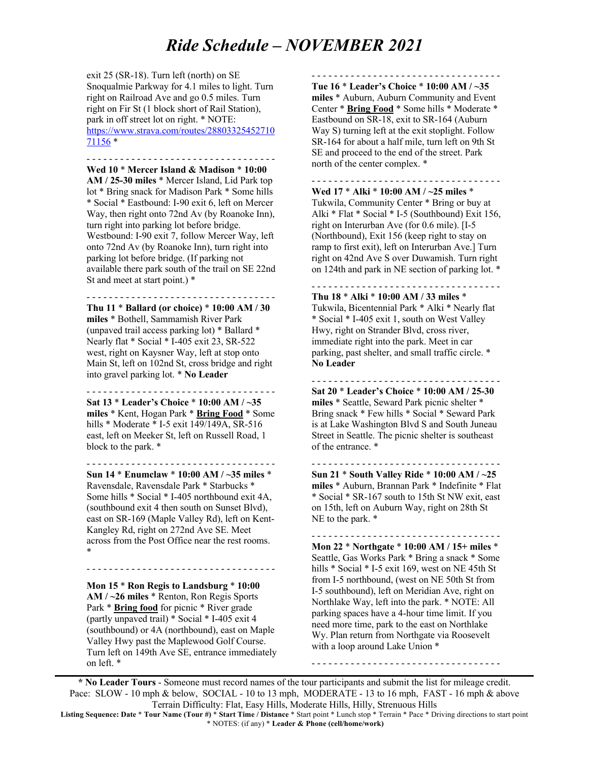# *Ride Schedule – NOVEMBER 2021*

exit 25 (SR-18). Turn left (north) on SE Snoqualmie Parkway for 4.1 miles to light. Turn right on Railroad Ave and go 0.5 miles. Turn right on Fir St (1 block short of Rail Station), park in off street lot on right. * NOTE: https://www.strava.com/routes/2880332545271071156 *

- - - - - - - - - - - - - - - - - - - - - - - - - - - - - - - - -

**Wed 10** * **Mercer Island & Madison** * **10:00 AM / 25-30 miles** * Mercer Island, Lid Park top lot * Bring snack for Madison Park * Some hills * Social * Eastbound: I-90 exit 6, left on Mercer Way, then right onto 72nd Av (by Roanoke Inn), turn right into parking lot before bridge. Westbound: I-90 exit 7, follow Mercer Way, left onto 72nd Av (by Roanoke Inn), turn right into parking lot before bridge. (If parking not available there park south of the trail on SE 22nd St and meet at start point.) *

- - - - - - - - - - - - - - - - - - - - - - - - - - - - - - - - -

**Thu 11** * **Ballard (or choice)** * **10:00 AM / 30 miles** * Bothell, Sammamish River Park (unpaved trail access parking lot) * Ballard * Nearly flat * Social * I-405 exit 23, SR-522 west, right on Kaysner Way, left at stop onto Main St, left on 102nd St, cross bridge and right into gravel parking lot. * **No Leader**

- - - - - - - - - - - - - - - - - - - - - - - - - - - - - - - - -

**Sat 13** * **Leader's Choice** * **10:00 AM / ~35 miles** * Kent, Hogan Park * **<u>Bring Food</u>** * Some hills * Moderate * I-5 exit 149/149A, SR-516 east, left on Meeker St, left on Russell Road, 1 block to the park. *

- - - - - - - - - - - - - - - - - - - - - - - - - - - - - - - - -

**Sun 14** * **Enumclaw** * **10:00 AM / ~35 miles** * Ravensdale, Ravensdale Park * Starbucks * Some hills * Social * I-405 northbound exit 4A, (southbound exit 4 then south on Sunset Blvd), east on SR-169 (Maple Valley Rd), left on Kent-Kangley Rd, right on 272nd Ave SE. Meet across from the Post Office near the rest rooms. *

- - - - - - - - - - - - - - - - - - - - - - - - - - - - - - - - -

**Mon 15** * **Ron Regis to Landsburg** * **10:00 AM / ~26 miles** * Renton, Ron Regis Sports Park * **<u>Bring food</u>** for picnic * River grade (partly unpaved trail) * Social * I-405 exit 4 (southbound) or 4A (northbound), east on Maple Valley Hwy past the Maplewood Golf Course. Turn left on 149th Ave SE, entrance immediately on left. *

- - - - - - - - - - - - - - - - - - - - - - - - - - - - - - - - -

**Tue 16** * **Leader's Choice** * **10:00 AM / ~35 miles** * Auburn, Auburn Community and Event Center * **<u>Bring Food</u>** * Some hills * Moderate * Eastbound on SR-18, exit to SR-164 (Auburn Way S) turning left at the exit stoplight. Follow SR-164 for about a half mile, turn left on 9th St SE and proceed to the end of the street. Park north of the center complex. *

- - - - - - - - - - - - - - - - - - - - - - - - - - - - - - - - -

**Wed 17** * **Alki** * **10:00 AM / ~25 miles** * Tukwila, Community Center * Bring or buy at Alki * Flat * Social * I-5 (Southbound) Exit 156, right on Interurban Ave (for 0.6 mile). [I-5 (Northbound), Exit 156 (keep right to stay on ramp to first exit), left on Interurban Ave.] Turn right on 42nd Ave S over Duwamish. Turn right on 124th and park in NE section of parking lot. *

- - - - - - - - - - - - - - - - - - - - - - - - - - - - - - - - -

**Thu 18** * **Alki** * **10:00 AM / 33 miles** * Tukwila, Bicentennial Park * Alki * Nearly flat * Social * I-405 exit 1, south on West Valley Hwy, right on Strander Blvd, cross river, immediate right into the park. Meet in car parking, past shelter, and small traffic circle. * **No Leader**

- - - - - - - - - - - - - - - - - - - - - - - - - - - - - - - - -

**Sat 20** * **Leader's Choice** * **10:00 AM / 25-30 miles** * Seattle, Seward Park picnic shelter * Bring snack * Few hills * Social * Seward Park is at Lake Washington Blvd S and South Juneau Street in Seattle. The picnic shelter is southeast of the entrance. *

- - - - - - - - - - - - - - - - - - - - - - - - - - - - - - - - -

**Sun 21** * **South Valley Ride** * **10:00 AM / ~25 miles** * Auburn, Brannan Park * Indefinite * Flat * Social * SR-167 south to 15th St NW exit, east on 15th, left on Auburn Way, right on 28th St NE to the park. *

- - - - - - - - - - - - - - - - - - - - - - - - - - - - - - - - -

**Mon 22** * **Northgate** * **10:00 AM / 15+ miles** * Seattle, Gas Works Park * Bring a snack * Some hills * Social * I-5 exit 169, west on NE 45th St from I-5 northbound, (west on NE 50th St from I-5 southbound), left on Meridian Ave, right on Northlake Way, left into the park. * NOTE: All parking spaces have a 4-hour time limit. If you need more time, park to the east on Northlake Wy. Plan return from Northgate via Roosevelt with a loop around Lake Union *

- - - - - - - - - - - - - - - - - - - - - - - - - - - - - - - - -

---

**\* No Leader Tours** - Someone must record names of the tour participants and submit the list for mileage credit.
Pace: SLOW - 10 mph & below, SOCIAL - 10 to 13 mph, MODERATE - 13 to 16 mph, FAST - 16 mph & above
Terrain Difficulty: Flat, Easy Hills, Moderate Hills, Hilly, Strenuous Hills
**Listing Sequence: Date** * **Tour Name (Tour #)** * **Start Time / Distance** * Start point * Lunch stop * Terrain * Pace * Driving directions to start point * NOTES: (if any) * **Leader & Phone (cell/home/work)**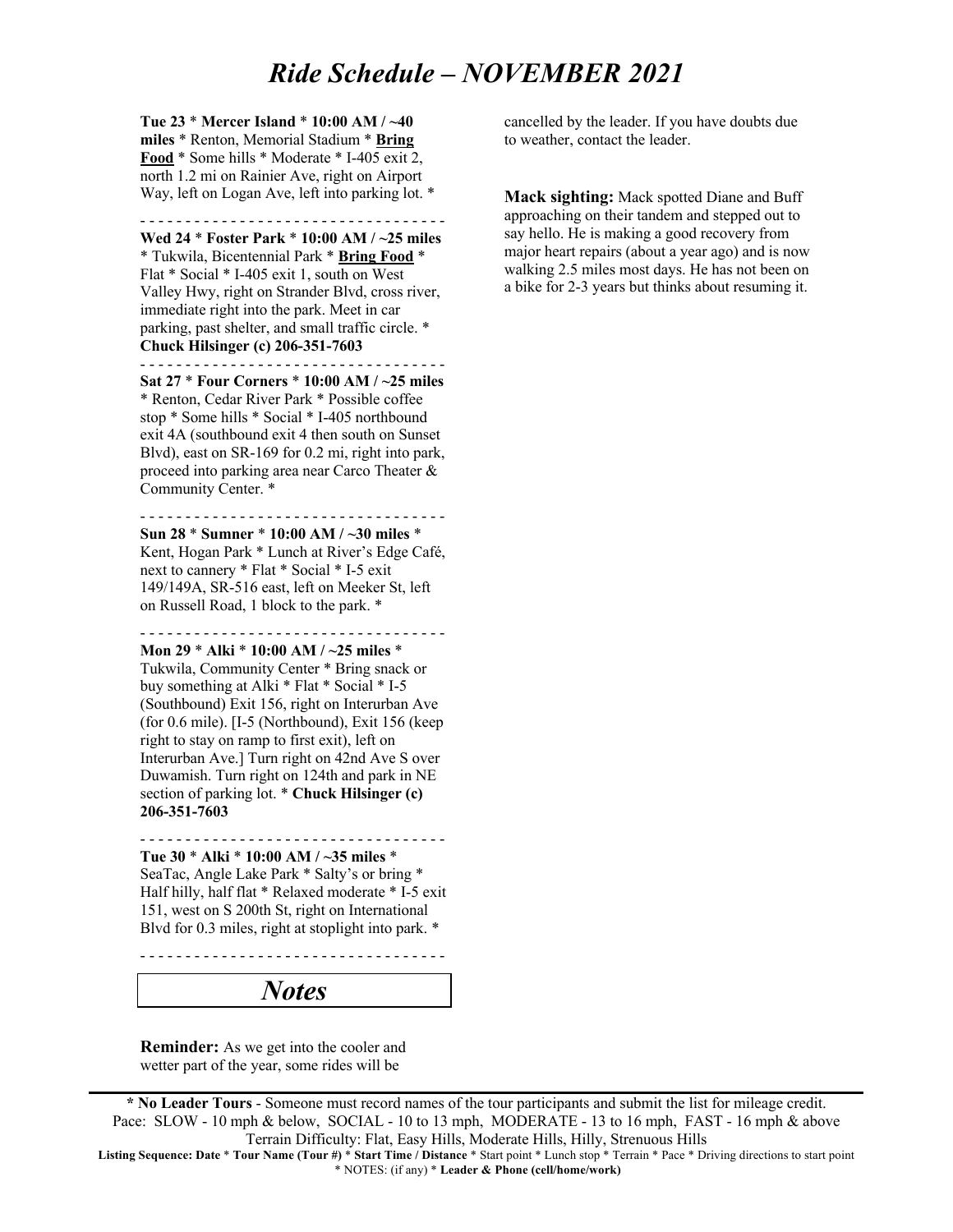# *Ride Schedule – NOVEMBER 2021*

**Tue 23** * **Mercer Island** * **10:00 AM / ~40 miles** * Renton, Memorial Stadium * **Bring Food** * Some hills * Moderate * I-405 exit 2, north 1.2 mi on Rainier Ave, right on Airport Way, left on Logan Ave, left into parking lot. *

- - - - - - - - - - - - - - - - - - - - - - - - - - - - - - - - -

**Wed 24** * **Foster Park** * **10:00 AM / ~25 miles** * Tukwila, Bicentennial Park * **Bring Food** * Flat * Social * I-405 exit 1, south on West Valley Hwy, right on Strander Blvd, cross river, immediate right into the park. Meet in car parking, past shelter, and small traffic circle. * **Chuck Hilsinger (c) 206-351-7603**

- - - - - - - - - - - - - - - - - - - - - - - - - - - - - - - - -

**Sat 27** * **Four Corners** * **10:00 AM / ~25 miles** * Renton, Cedar River Park * Possible coffee stop * Some hills * Social * I-405 northbound exit 4A (southbound exit 4 then south on Sunset Blvd), east on SR-169 for 0.2 mi, right into park, proceed into parking area near Carco Theater & Community Center. *

- - - - - - - - - - - - - - - - - - - - - - - - - - - - - - - - -

**Sun 28** * **Sumner** * **10:00 AM / ~30 miles** * Kent, Hogan Park * Lunch at River's Edge Café, next to cannery * Flat * Social * I-5 exit 149/149A, SR-516 east, left on Meeker St, left on Russell Road, 1 block to the park. *

- - - - - - - - - - - - - - - - - - - - - - - - - - - - - - - - -

**Mon 29** * **Alki** * **10:00 AM / ~25 miles** * Tukwila, Community Center * Bring snack or buy something at Alki * Flat * Social * I-5 (Southbound) Exit 156, right on Interurban Ave (for 0.6 mile). [I-5 (Northbound), Exit 156 (keep right to stay on ramp to first exit), left on Interurban Ave.] Turn right on 42nd Ave S over Duwamish. Turn right on 124th and park in NE section of parking lot. * **Chuck Hilsinger (c) 206-351-7603**

- - - - - - - - - - - - - - - - - - - - - - - - - - - - - - - - -

**Tue 30** * **Alki** * **10:00 AM / ~35 miles** * SeaTac, Angle Lake Park * Salty's or bring * Half hilly, half flat * Relaxed moderate * I-5 exit 151, west on S 200th St, right on International Blvd for 0.3 miles, right at stoplight into park. *

- - - - - - - - - - - - - - - - - - - - - - - - - - - - - - - - -

## *Notes*

**Reminder:** As we get into the cooler and wetter part of the year, some rides will be cancelled by the leader. If you have doubts due to weather, contact the leader.

**Mack sighting:** Mack spotted Diane and Buff approaching on their tandem and stepped out to say hello. He is making a good recovery from major heart repairs (about a year ago) and is now walking 2.5 miles most days. He has not been on a bike for 2-3 years but thinks about resuming it.

---

**\* No Leader Tours** - Someone must record names of the tour participants and submit the list for mileage credit.
Pace: SLOW - 10 mph & below, SOCIAL - 10 to 13 mph, MODERATE - 13 to 16 mph, FAST - 16 mph & above
Terrain Difficulty: Flat, Easy Hills, Moderate Hills, Hilly, Strenuous Hills
**Listing Sequence: Date** * **Tour Name (Tour #)** * **Start Time / Distance** * Start point * Lunch stop * Terrain * Pace * Driving directions to start point * NOTES: (if any) * **Leader & Phone (cell/home/work)**